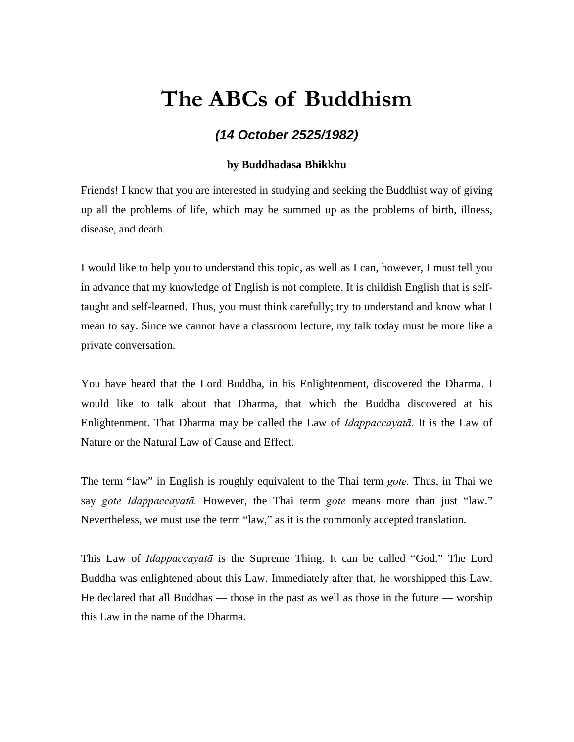# The ABCs of Buddhism

***(14 October 2525/1982)***

**by Buddhadasa Bhikkhu**

Friends! I know that you are interested in studying and seeking the Buddhist way of giving up all the problems of life, which may be summed up as the problems of birth, illness, disease, and death.

I would like to help you to understand this topic, as well as I can, however, I must tell you in advance that my knowledge of English is not complete. It is childish English that is self-taught and self-learned. Thus, you must think carefully; try to understand and know what I mean to say. Since we cannot have a classroom lecture, my talk today must be more like a private conversation.

You have heard that the Lord Buddha, in his Enlightenment, discovered the Dharma. I would like to talk about that Dharma, that which the Buddha discovered at his Enlightenment. That Dharma may be called the Law of *Idappaccayatā.* It is the Law of Nature or the Natural Law of Cause and Effect.

The term "law" in English is roughly equivalent to the Thai term *gote.* Thus, in Thai we say *gote Idappaccayatā.* However, the Thai term *gote* means more than just "law." Nevertheless, we must use the term "law," as it is the commonly accepted translation.

This Law of *Idappaccayatā* is the Supreme Thing. It can be called "God." The Lord Buddha was enlightened about this Law. Immediately after that, he worshipped this Law. He declared that all Buddhas — those in the past as well as those in the future — worship this Law in the name of the Dharma.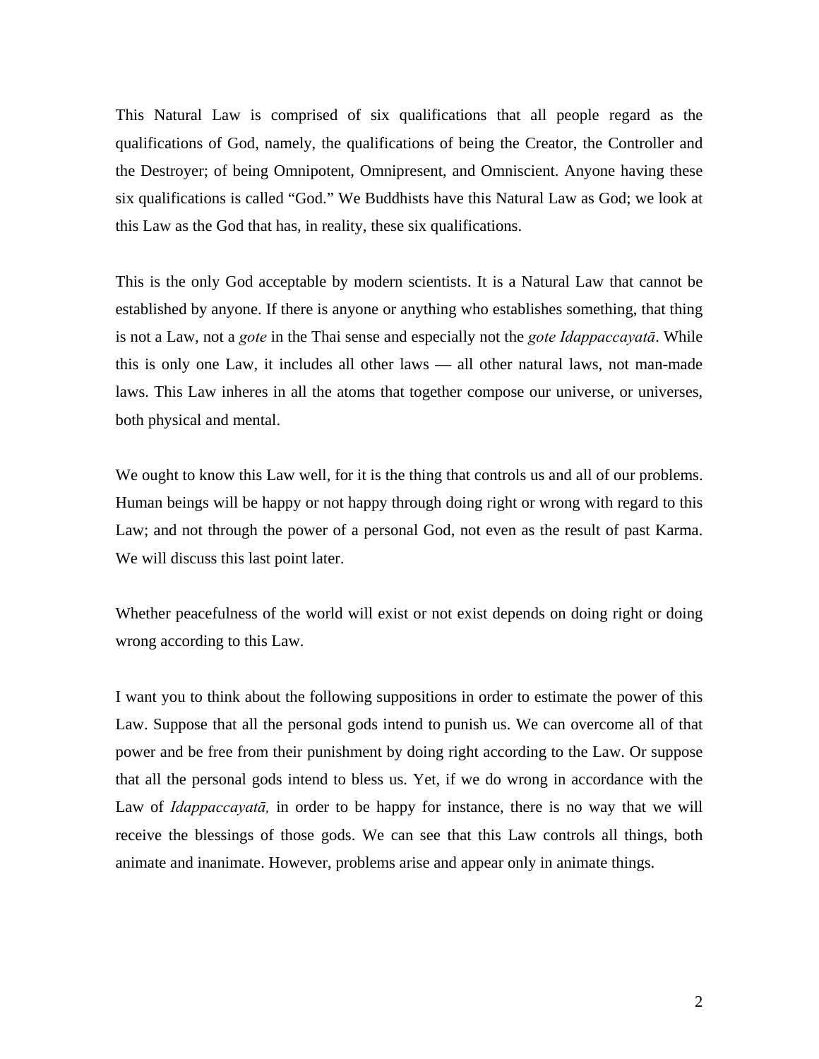This Natural Law is comprised of six qualifications that all people regard as the qualifications of God, namely, the qualifications of being the Creator, the Controller and the Destroyer; of being Omnipotent, Omnipresent, and Omniscient. Anyone having these six qualifications is called "God." We Buddhists have this Natural Law as God; we look at this Law as the God that has, in reality, these six qualifications.

This is the only God acceptable by modern scientists. It is a Natural Law that cannot be established by anyone. If there is anyone or anything who establishes something, that thing is not a Law, not a *gote* in the Thai sense and especially not the *gote Idappaccayatā*. While this is only one Law, it includes all other laws — all other natural laws, not man-made laws. This Law inheres in all the atoms that together compose our universe, or universes, both physical and mental.

We ought to know this Law well, for it is the thing that controls us and all of our problems. Human beings will be happy or not happy through doing right or wrong with regard to this Law; and not through the power of a personal God, not even as the result of past Karma. We will discuss this last point later.

Whether peacefulness of the world will exist or not exist depends on doing right or doing wrong according to this Law.

I want you to think about the following suppositions in order to estimate the power of this Law. Suppose that all the personal gods intend to punish us. We can overcome all of that power and be free from their punishment by doing right according to the Law. Or suppose that all the personal gods intend to bless us. Yet, if we do wrong in accordance with the Law of *Idappaccayatā,* in order to be happy for instance, there is no way that we will receive the blessings of those gods. We can see that this Law controls all things, both animate and inanimate. However, problems arise and appear only in animate things.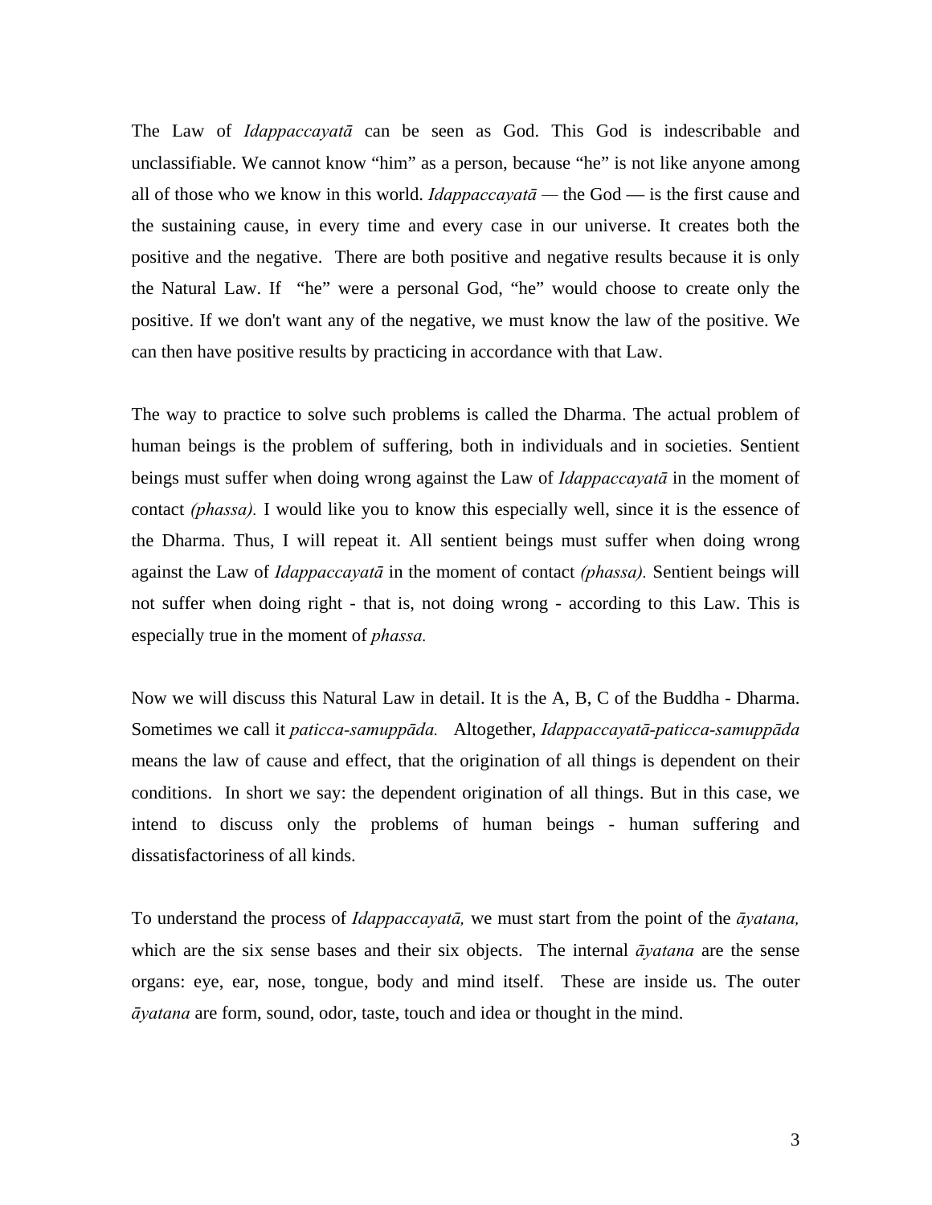The Law of *Idappaccayatā* can be seen as God. This God is indescribable and unclassifiable. We cannot know "him" as a person, because "he" is not like anyone among all of those who we know in this world. *Idappaccayatā —* the God — is the first cause and the sustaining cause, in every time and every case in our universe. It creates both the positive and the negative. There are both positive and negative results because it is only the Natural Law. If "he" were a personal God, "he" would choose to create only the positive. If we don't want any of the negative, we must know the law of the positive. We can then have positive results by practicing in accordance with that Law.

The way to practice to solve such problems is called the Dharma. The actual problem of human beings is the problem of suffering, both in individuals and in societies. Sentient beings must suffer when doing wrong against the Law of *Idappaccayatā* in the moment of contact *(phassa).* I would like you to know this especially well, since it is the essence of the Dharma. Thus, I will repeat it. All sentient beings must suffer when doing wrong against the Law of *Idappaccayatā* in the moment of contact *(phassa).* Sentient beings will not suffer when doing right - that is, not doing wrong - according to this Law. This is especially true in the moment of *phassa.*

Now we will discuss this Natural Law in detail. It is the A, B, C of the Buddha - Dharma. Sometimes we call it *paticca-samuppāda.* Altogether, *Idappaccayatā-paticca-samuppāda* means the law of cause and effect, that the origination of all things is dependent on their conditions. In short we say: the dependent origination of all things. But in this case, we intend to discuss only the problems of human beings - human suffering and dissatisfactoriness of all kinds.

To understand the process of *Idappaccayatā,* we must start from the point of the *āyatana,* which are the six sense bases and their six objects. The internal *āyatana* are the sense organs: eye, ear, nose, tongue, body and mind itself. These are inside us. The outer *āyatana* are form, sound, odor, taste, touch and idea or thought in the mind.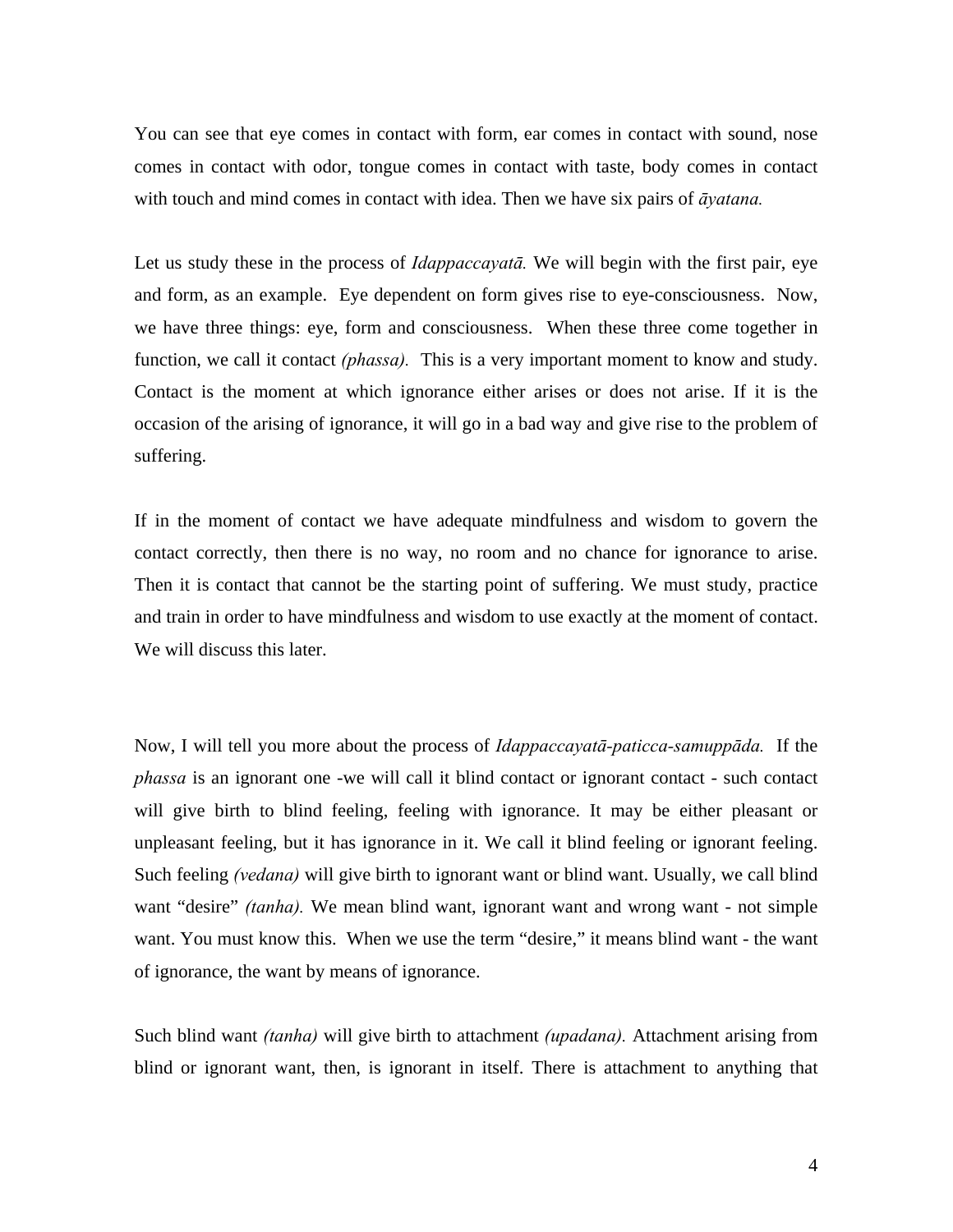You can see that eye comes in contact with form, ear comes in contact with sound, nose comes in contact with odor, tongue comes in contact with taste, body comes in contact with touch and mind comes in contact with idea. Then we have six pairs of *āyatana.*

Let us study these in the process of *Idappaccayatā.* We will begin with the first pair, eye and form, as an example. Eye dependent on form gives rise to eye-consciousness. Now, we have three things: eye, form and consciousness. When these three come together in function, we call it contact *(phassa).* This is a very important moment to know and study. Contact is the moment at which ignorance either arises or does not arise. If it is the occasion of the arising of ignorance, it will go in a bad way and give rise to the problem of suffering.

If in the moment of contact we have adequate mindfulness and wisdom to govern the contact correctly, then there is no way, no room and no chance for ignorance to arise. Then it is contact that cannot be the starting point of suffering. We must study, practice and train in order to have mindfulness and wisdom to use exactly at the moment of contact. We will discuss this later.

Now, I will tell you more about the process of *Idappaccayatā-paticca-samuppāda.* If the *phassa* is an ignorant one -we will call it blind contact or ignorant contact - such contact will give birth to blind feeling, feeling with ignorance. It may be either pleasant or unpleasant feeling, but it has ignorance in it. We call it blind feeling or ignorant feeling. Such feeling *(vedana)* will give birth to ignorant want or blind want. Usually, we call blind want "desire" *(tanha).* We mean blind want, ignorant want and wrong want - not simple want. You must know this. When we use the term "desire," it means blind want - the want of ignorance, the want by means of ignorance.

Such blind want *(tanha)* will give birth to attachment *(upadana).* Attachment arising from blind or ignorant want, then, is ignorant in itself. There is attachment to anything that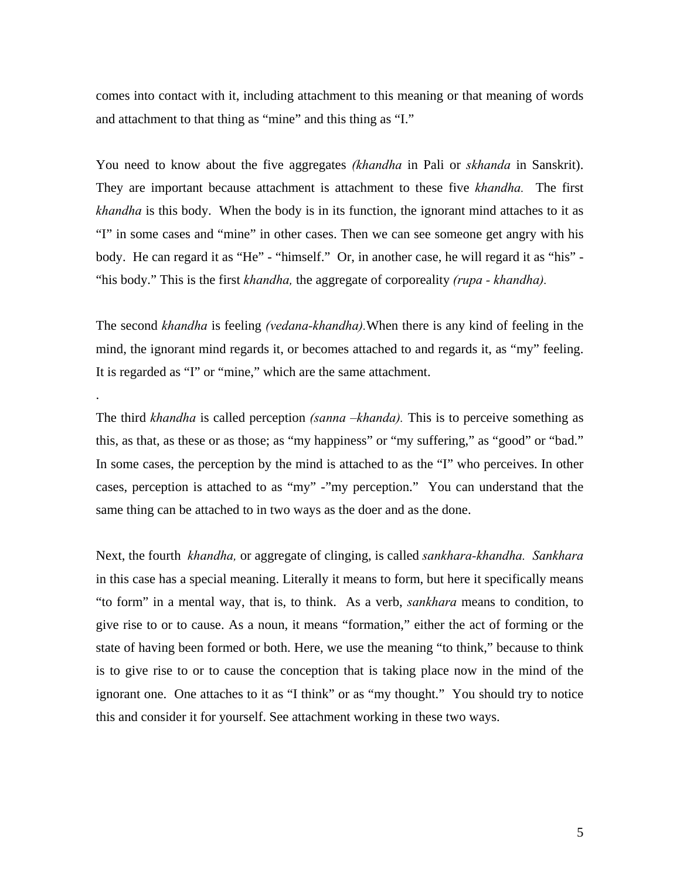comes into contact with it, including attachment to this meaning or that meaning of words and attachment to that thing as "mine" and this thing as "I."

You need to know about the five aggregates *(khandha* in Pali or *skhanda* in Sanskrit). They are important because attachment is attachment to these five *khandha.* The first *khandha* is this body. When the body is in its function, the ignorant mind attaches to it as "I" in some cases and "mine" in other cases. Then we can see someone get angry with his body. He can regard it as "He" - "himself." Or, in another case, he will regard it as "his" - "his body." This is the first *khandha,* the aggregate of corporeality *(rupa - khandha).*

The second *khandha* is feeling *(vedana-khandha).*When there is any kind of feeling in the mind, the ignorant mind regards it, or becomes attached to and regards it, as "my" feeling. It is regarded as "I" or "mine," which are the same attachment.

.

The third *khandha* is called perception *(sanna –khanda).* This is to perceive something as this, as that, as these or as those; as "my happiness" or "my suffering," as "good" or "bad." In some cases, the perception by the mind is attached to as the "I" who perceives. In other cases, perception is attached to as "my" -"my perception." You can understand that the same thing can be attached to in two ways as the doer and as the done.

Next, the fourth *khandha,* or aggregate of clinging, is called *sankhara-khandha. Sankhara* in this case has a special meaning. Literally it means to form, but here it specifically means "to form" in a mental way, that is, to think. As a verb, *sankhara* means to condition, to give rise to or to cause. As a noun, it means "formation," either the act of forming or the state of having been formed or both. Here, we use the meaning "to think," because to think is to give rise to or to cause the conception that is taking place now in the mind of the ignorant one. One attaches to it as "I think" or as "my thought." You should try to notice this and consider it for yourself. See attachment working in these two ways.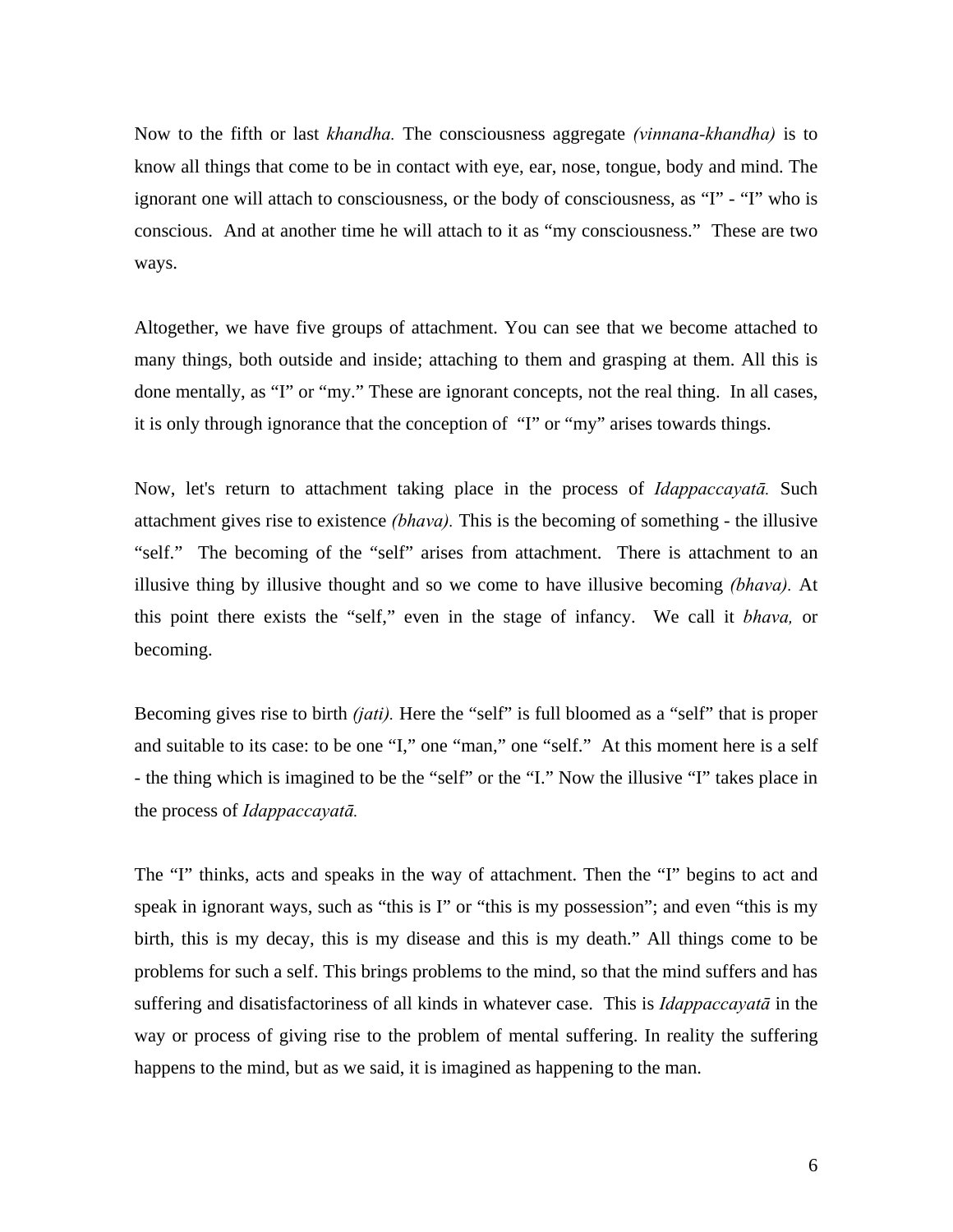Now to the fifth or last *khandha.* The consciousness aggregate *(vinnana-khandha)* is to know all things that come to be in contact with eye, ear, nose, tongue, body and mind. The ignorant one will attach to consciousness, or the body of consciousness, as "I" - "I" who is conscious. And at another time he will attach to it as "my consciousness." These are two ways.

Altogether, we have five groups of attachment. You can see that we become attached to many things, both outside and inside; attaching to them and grasping at them. All this is done mentally, as "I" or "my." These are ignorant concepts, not the real thing. In all cases, it is only through ignorance that the conception of "I" or "my" arises towards things.

Now, let's return to attachment taking place in the process of *Idappaccayatā.* Such attachment gives rise to existence *(bhava).* This is the becoming of something - the illusive "self." The becoming of the "self" arises from attachment. There is attachment to an illusive thing by illusive thought and so we come to have illusive becoming *(bhava).* At this point there exists the "self," even in the stage of infancy. We call it *bhava,* or becoming.

Becoming gives rise to birth *(jati).* Here the "self" is full bloomed as a "self" that is proper and suitable to its case: to be one "I," one "man," one "self." At this moment here is a self - the thing which is imagined to be the "self" or the "I." Now the illusive "I" takes place in the process of *Idappaccayatā.*

The "I" thinks, acts and speaks in the way of attachment. Then the "I" begins to act and speak in ignorant ways, such as "this is I" or "this is my possession"; and even "this is my birth, this is my decay, this is my disease and this is my death." All things come to be problems for such a self. This brings problems to the mind, so that the mind suffers and has suffering and disatisfactoriness of all kinds in whatever case. This is *Idappaccayatā* in the way or process of giving rise to the problem of mental suffering. In reality the suffering happens to the mind, but as we said, it is imagined as happening to the man.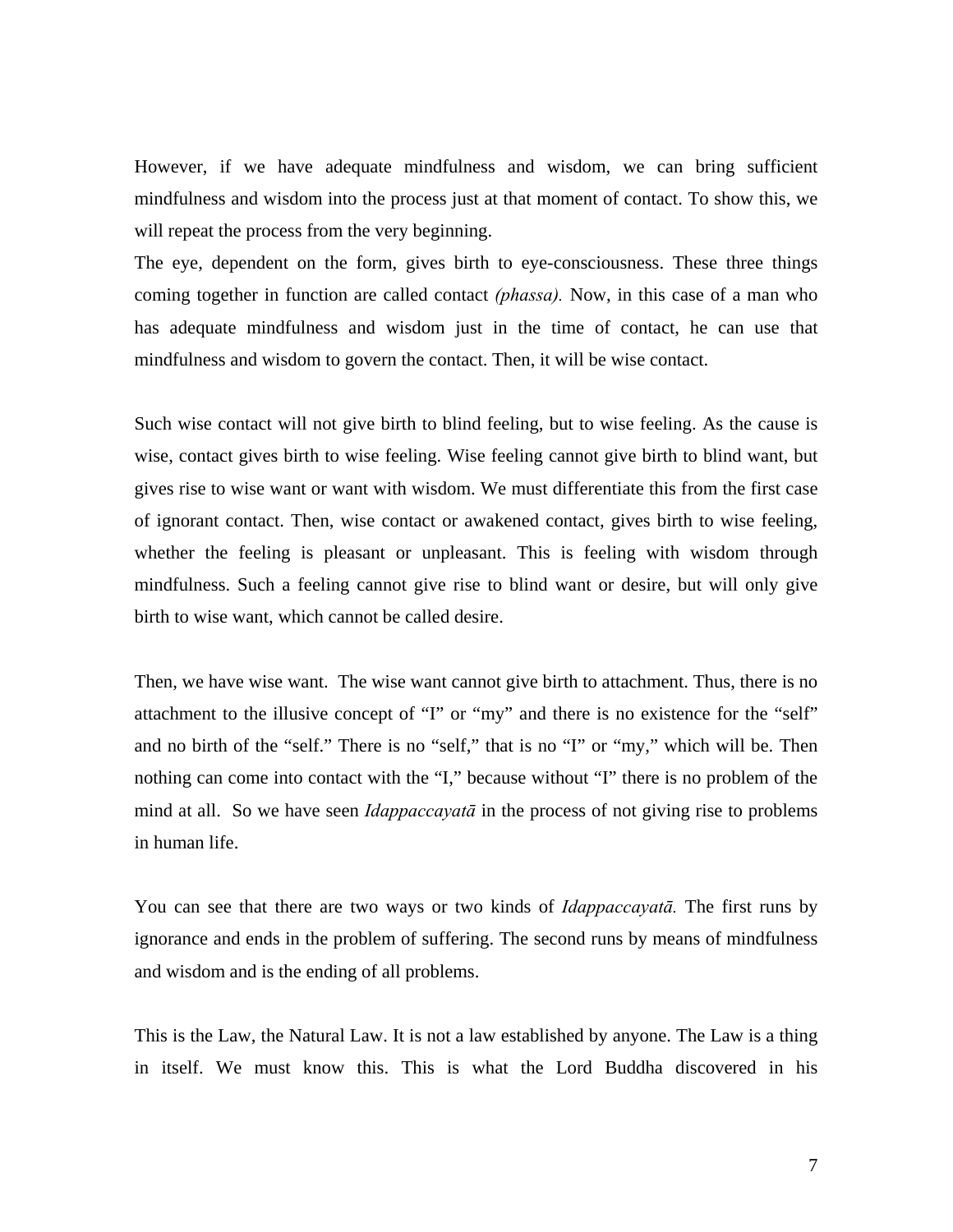However, if we have adequate mindfulness and wisdom, we can bring sufficient mindfulness and wisdom into the process just at that moment of contact. To show this, we will repeat the process from the very beginning.

The eye, dependent on the form, gives birth to eye-consciousness. These three things coming together in function are called contact *(phassa).* Now, in this case of a man who has adequate mindfulness and wisdom just in the time of contact, he can use that mindfulness and wisdom to govern the contact. Then, it will be wise contact.

Such wise contact will not give birth to blind feeling, but to wise feeling. As the cause is wise, contact gives birth to wise feeling. Wise feeling cannot give birth to blind want, but gives rise to wise want or want with wisdom. We must differentiate this from the first case of ignorant contact. Then, wise contact or awakened contact, gives birth to wise feeling, whether the feeling is pleasant or unpleasant. This is feeling with wisdom through mindfulness. Such a feeling cannot give rise to blind want or desire, but will only give birth to wise want, which cannot be called desire.

Then, we have wise want. The wise want cannot give birth to attachment. Thus, there is no attachment to the illusive concept of "I" or "my" and there is no existence for the "self" and no birth of the "self." There is no "self," that is no "I" or "my," which will be. Then nothing can come into contact with the "I," because without "I" there is no problem of the mind at all. So we have seen *Idappaccayatā* in the process of not giving rise to problems in human life.

You can see that there are two ways or two kinds of *Idappaccayatā.* The first runs by ignorance and ends in the problem of suffering. The second runs by means of mindfulness and wisdom and is the ending of all problems.

This is the Law, the Natural Law. It is not a law established by anyone. The Law is a thing in itself. We must know this. This is what the Lord Buddha discovered in his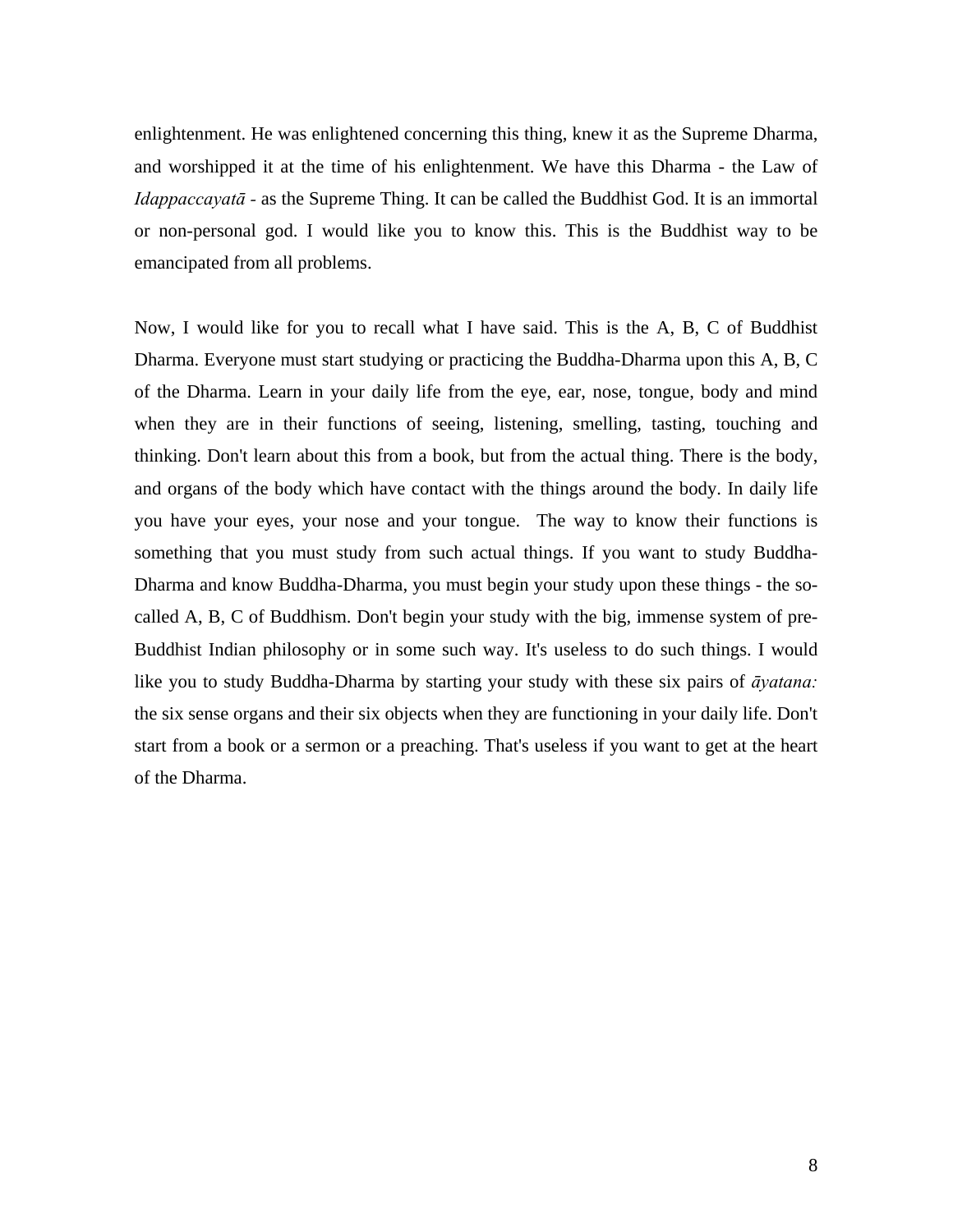enlightenment. He was enlightened concerning this thing, knew it as the Supreme Dharma, and worshipped it at the time of his enlightenment. We have this Dharma - the Law of *Idappaccayatā* - as the Supreme Thing. It can be called the Buddhist God. It is an immortal or non-personal god. I would like you to know this. This is the Buddhist way to be emancipated from all problems.

Now, I would like for you to recall what I have said. This is the A, B, C of Buddhist Dharma. Everyone must start studying or practicing the Buddha-Dharma upon this A, B, C of the Dharma. Learn in your daily life from the eye, ear, nose, tongue, body and mind when they are in their functions of seeing, listening, smelling, tasting, touching and thinking. Don't learn about this from a book, but from the actual thing. There is the body, and organs of the body which have contact with the things around the body. In daily life you have your eyes, your nose and your tongue. The way to know their functions is something that you must study from such actual things. If you want to study Buddha-Dharma and know Buddha-Dharma, you must begin your study upon these things - the so-called A, B, C of Buddhism. Don't begin your study with the big, immense system of pre-Buddhist Indian philosophy or in some such way. It's useless to do such things. I would like you to study Buddha-Dharma by starting your study with these six pairs of *āyatana:* the six sense organs and their six objects when they are functioning in your daily life. Don't start from a book or a sermon or a preaching. That's useless if you want to get at the heart of the Dharma.